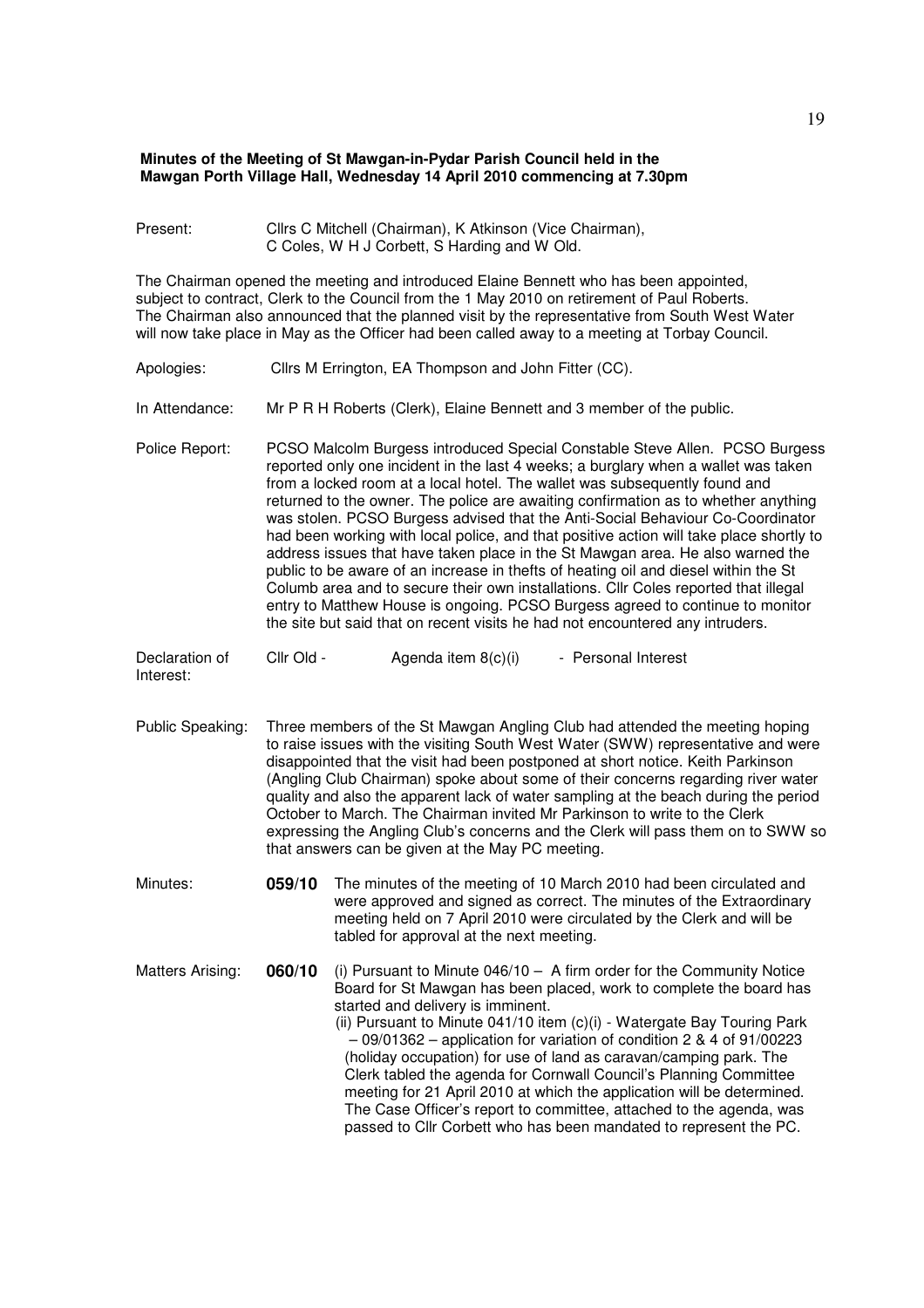**Minutes of the Meeting of St Mawgan-in-Pydar Parish Council held in the Mawgan Porth Village Hall, Wednesday 14 April 2010 commencing at 7.30pm**

Present: Cllrs C Mitchell (Chairman), K Atkinson (Vice Chairman), C Coles, W H J Corbett, S Harding and W Old.

The Chairman opened the meeting and introduced Elaine Bennett who has been appointed, subject to contract, Clerk to the Council from the 1 May 2010 on retirement of Paul Roberts. The Chairman also announced that the planned visit by the representative from South West Water will now take place in May as the Officer had been called away to a meeting at Torbay Council.

Apologies: Cllrs M Errington, EA Thompson and John Fitter (CC).

In Attendance: Mr P R H Roberts (Clerk), Elaine Bennett and 3 member of the public.

Police Report: PCSO Malcolm Burgess introduced Special Constable Steve Allen. PCSO Burgess reported only one incident in the last 4 weeks; a burglary when a wallet was taken from a locked room at a local hotel. The wallet was subsequently found and returned to the owner. The police are awaiting confirmation as to whether anything was stolen. PCSO Burgess advised that the Anti-Social Behaviour Co-Coordinator had been working with local police, and that positive action will take place shortly to address issues that have taken place in the St Mawgan area. He also warned the public to be aware of an increase in thefts of heating oil and diesel within the St Columb area and to secure their own installations. Cllr Coles reported that illegal entry to Matthew House is ongoing. PCSO Burgess agreed to continue to monitor the site but said that on recent visits he had not encountered any intruders.

Declaration of Interest: Cllr Old - Agenda item 8(c)(i) - Personal Interest

Public Speaking: Three members of the St Mawgan Angling Club had attended the meeting hoping to raise issues with the visiting South West Water (SWW) representative and were disappointed that the visit had been postponed at short notice. Keith Parkinson (Angling Club Chairman) spoke about some of their concerns regarding river water quality and also the apparent lack of water sampling at the beach during the period October to March. The Chairman invited Mr Parkinson to write to the Clerk expressing the Angling Club's concerns and the Clerk will pass them on to SWW so that answers can be given at the May PC meeting.

Minutes: **059/10** The minutes of the meeting of 10 March 2010 had been circulated and were approved and signed as correct. The minutes of the Extraordinary meeting held on 7 April 2010 were circulated by the Clerk and will be tabled for approval at the next meeting.

Matters Arising: **060/10** (i) Pursuant to Minute 046/10 – A firm order for the Community Notice Board for St Mawgan has been placed, work to complete the board has started and delivery is imminent.

(ii) Pursuant to Minute 041/10 item (c)(i) - Watergate Bay Touring Park – 09/01362 – application for variation of condition 2 & 4 of 91/00223 (holiday occupation) for use of land as caravan/camping park. The Clerk tabled the agenda for Cornwall Council's Planning Committee meeting for 21 April 2010 at which the application will be determined. The Case Officer's report to committee, attached to the agenda, was passed to Cllr Corbett who has been mandated to represent the PC.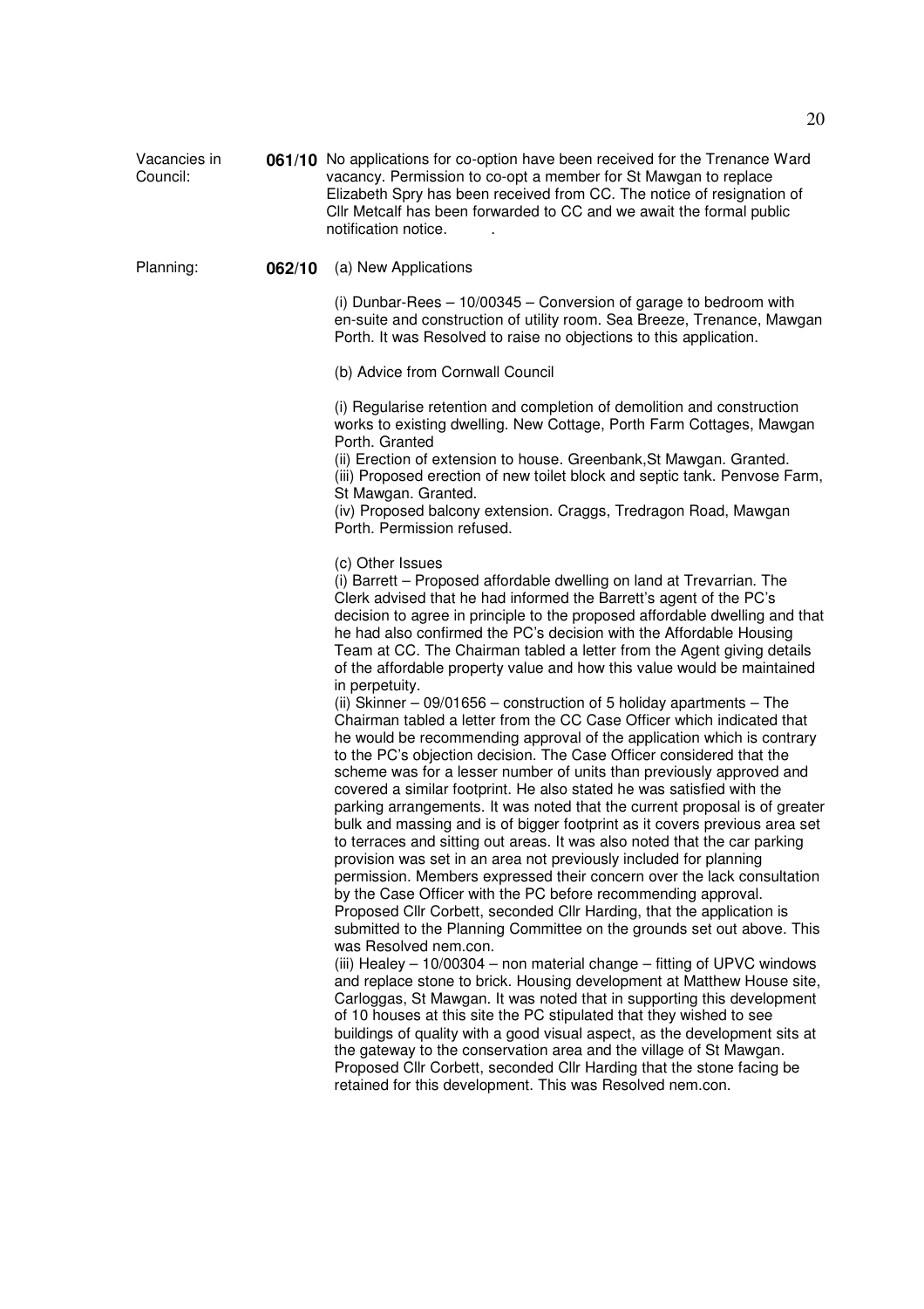**Vacancies in Council:**

**061/10** No applications for co-option have been received for the Trenance Ward vacancy. Permission to co-opt a member for St Mawgan to replace Elizabeth Spry has been received from CC. The notice of resignation of Cllr Metcalf has been forwarded to CC and we await the formal public notification notice. .

**Planning:**

**062/10** (a) New Applications

(i) Dunbar-Rees – 10/00345 – Conversion of garage to bedroom with en-suite and construction of utility room. Sea Breeze, Trenance, Mawgan Porth. It was Resolved to raise no objections to this application.

(b) Advice from Cornwall Council

(i) Regularise retention and completion of demolition and construction works to existing dwelling. New Cottage, Porth Farm Cottages, Mawgan Porth. Granted
(ii) Erection of extension to house. Greenbank,St Mawgan. Granted.
(iii) Proposed erection of new toilet block and septic tank. Penvose Farm, St Mawgan. Granted.
(iv) Proposed balcony extension. Craggs, Tredragon Road, Mawgan Porth. Permission refused.

(c) Other Issues
(i) Barrett – Proposed affordable dwelling on land at Trevarrian. The Clerk advised that he had informed the Barrett's agent of the PC's decision to agree in principle to the proposed affordable dwelling and that he had also confirmed the PC's decision with the Affordable Housing Team at CC. The Chairman tabled a letter from the Agent giving details of the affordable property value and how this value would be maintained in perpetuity.
(ii) Skinner – 09/01656 – construction of 5 holiday apartments – The Chairman tabled a letter from the CC Case Officer which indicated that he would be recommending approval of the application which is contrary to the PC's objection decision. The Case Officer considered that the scheme was for a lesser number of units than previously approved and covered a similar footprint. He also stated he was satisfied with the parking arrangements. It was noted that the current proposal is of greater bulk and massing and is of bigger footprint as it covers previous area set to terraces and sitting out areas. It was also noted that the car parking provision was set in an area not previously included for planning permission. Members expressed their concern over the lack consultation by the Case Officer with the PC before recommending approval. Proposed Cllr Corbett, seconded Cllr Harding, that the application is submitted to the Planning Committee on the grounds set out above. This was Resolved nem.con.
(iii) Healey – 10/00304 – non material change – fitting of UPVC windows and replace stone to brick. Housing development at Matthew House site, Carloggas, St Mawgan. It was noted that in supporting this development of 10 houses at this site the PC stipulated that they wished to see buildings of quality with a good visual aspect, as the development sits at the gateway to the conservation area and the village of St Mawgan. Proposed Cllr Corbett, seconded Cllr Harding that the stone facing be retained for this development. This was Resolved nem.con.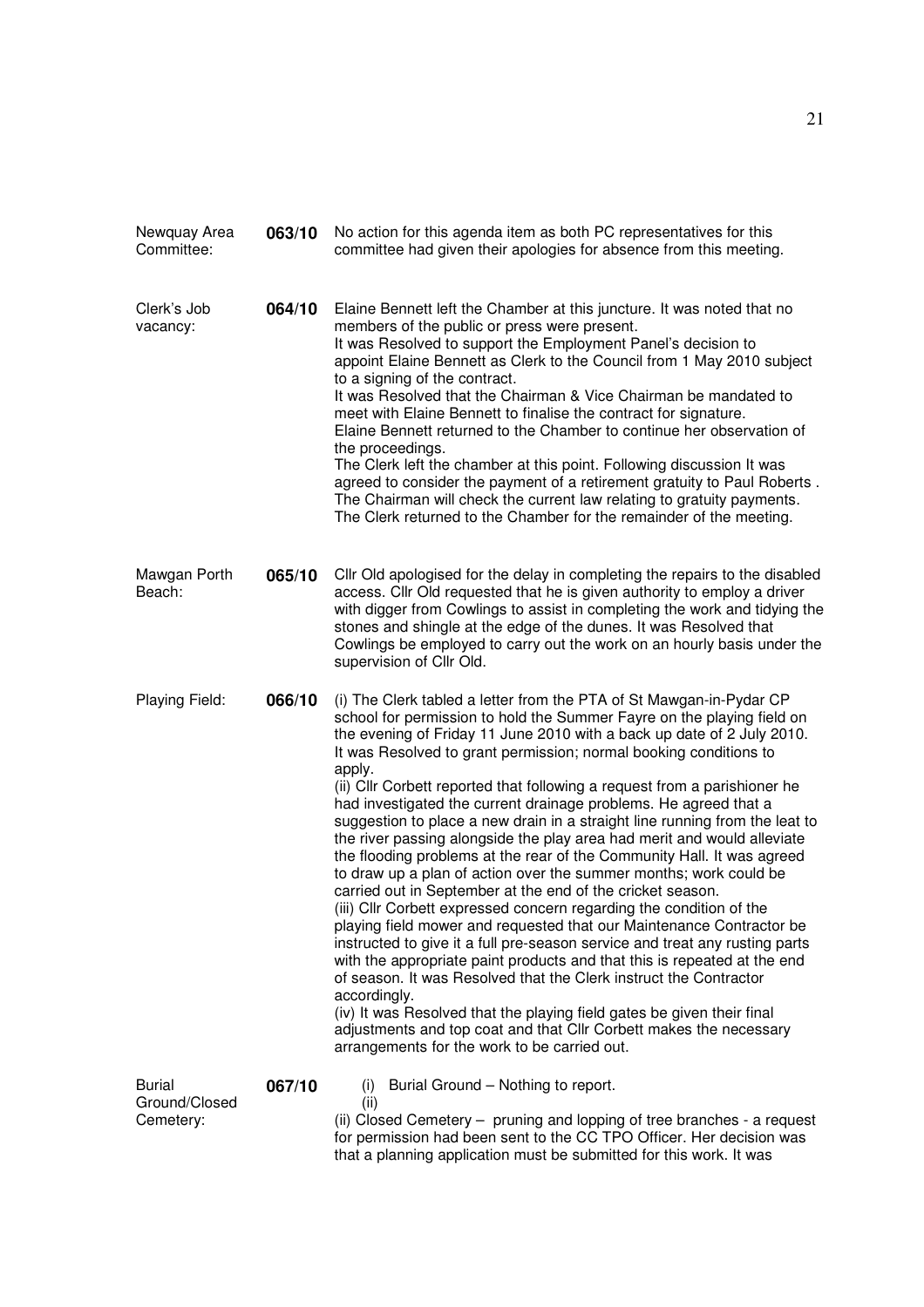| | | |
|---|---|---|
| Newquay Area Committee: | **063/10** | No action for this agenda item as both PC representatives for this committee had given their apologies for absence from this meeting. |
| Clerk's Job vacancy: | **064/10** | Elaine Bennett left the Chamber at this juncture. It was noted that no members of the public or press were present.<br>It was Resolved to support the Employment Panel's decision to appoint Elaine Bennett as Clerk to the Council from 1 May 2010 subject to a signing of the contract.<br>It was Resolved that the Chairman & Vice Chairman be mandated to meet with Elaine Bennett to finalise the contract for signature.<br>Elaine Bennett returned to the Chamber to continue her observation of the proceedings.<br>The Clerk left the chamber at this point. Following discussion It was agreed to consider the payment of a retirement gratuity to Paul Roberts . The Chairman will check the current law relating to gratuity payments. The Clerk returned to the Chamber for the remainder of the meeting. |
| Mawgan Porth Beach: | **065/10** | Cllr Old apologised for the delay in completing the repairs to the disabled access. Cllr Old requested that he is given authority to employ a driver with digger from Cowlings to assist in completing the work and tidying the stones and shingle at the edge of the dunes. It was Resolved that Cowlings be employed to carry out the work on an hourly basis under the supervision of Cllr Old. |
| Playing Field: | **066/10** | (i) The Clerk tabled a letter from the PTA of St Mawgan-in-Pydar CP school for permission to hold the Summer Fayre on the playing field on the evening of Friday 11 June 2010 with a back up date of 2 July 2010. It was Resolved to grant permission; normal booking conditions to apply.<br>(ii) Cllr Corbett reported that following a request from a parishioner he had investigated the current drainage problems. He agreed that a suggestion to place a new drain in a straight line running from the leat to the river passing alongside the play area had merit and would alleviate the flooding problems at the rear of the Community Hall. It was agreed to draw up a plan of action over the summer months; work could be carried out in September at the end of the cricket season.<br>(iii) Cllr Corbett expressed concern regarding the condition of the playing field mower and requested that our Maintenance Contractor be instructed to give it a full pre-season service and treat any rusting parts with the appropriate paint products and that this is repeated at the end of season. It was Resolved that the Clerk instruct the Contractor accordingly.<br>(iv) It was Resolved that the playing field gates be given their final adjustments and top coat and that Cllr Corbett makes the necessary arrangements for the work to be carried out. |
| Burial Ground/Closed Cemetery: | **067/10** | (i) Burial Ground – Nothing to report.<br>(ii)<br>(ii) Closed Cemetery – pruning and lopping of tree branches - a request for permission had been sent to the CC TPO Officer. Her decision was that a planning application must be submitted for this work. It was |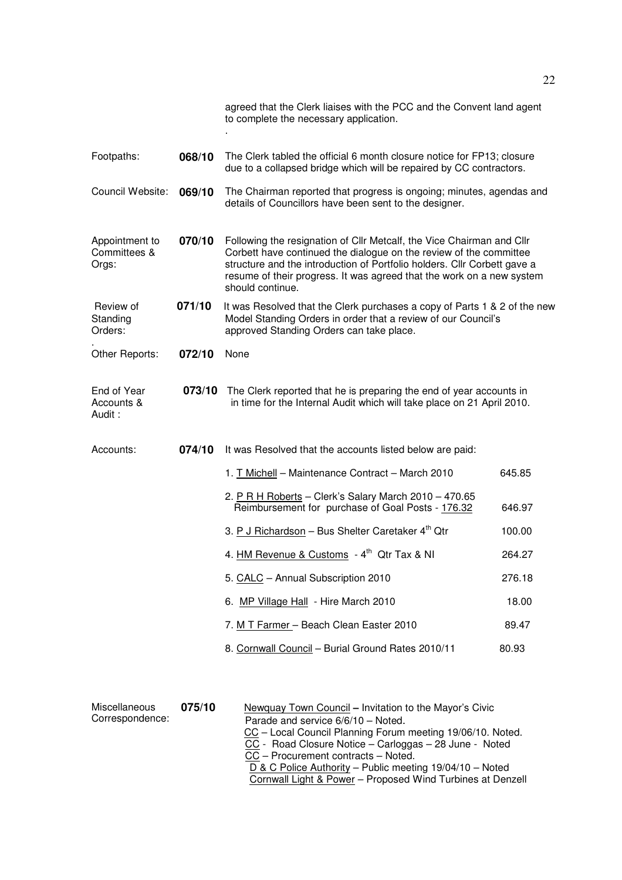agreed that the Clerk liaises with the PCC and the Convent land agent to complete the necessary application.

.

| | | |
|---|---|---|
| Footpaths: | **068/10** | The Clerk tabled the official 6 month closure notice for FP13; closure due to a collapsed bridge which will be repaired by CC contractors. |
| Council Website: | **069/10** | The Chairman reported that progress is ongoing; minutes, agendas and details of Councillors have been sent to the designer. |
| Appointment to Committees & Orgs: | **070/10** | Following the resignation of Cllr Metcalf, the Vice Chairman and Cllr Corbett have continued the dialogue on the review of the committee structure and the introduction of Portfolio holders. Cllr Corbett gave a resume of their progress. It was agreed that the work on a new system should continue. |
| Review of Standing Orders: | **071/10** | It was Resolved that the Clerk purchases a copy of Parts 1 & 2 of the new Model Standing Orders in order that a review of our Council's approved Standing Orders can take place. |
| Other Reports: | **072/10** | None |
| End of Year Accounts & Audit : | **073/10** | The Clerk reported that he is preparing the end of year accounts in time for the Internal Audit which will take place on 21 April 2010. |
| Accounts: | **074/10** | It was Resolved that the accounts listed below are paid: |

| | |
|---|---|
| 1. T Michell – Maintenance Contract – March 2010 | 645.85 |
| 2. P R H Roberts – Clerk's Salary March 2010 – 470.65<br>Reimbursement for purchase of Goal Posts - 176.32 | 646.97 |
| 3. P J Richardson – Bus Shelter Caretaker 4th Qtr | 100.00 |
| 4. HM Revenue & Customs - 4th Qtr Tax & NI | 264.27 |
| 5. CALC – Annual Subscription 2010 | 276.18 |
| 6. MP Village Hall - Hire March 2010 | 18.00 |
| 7. M T Farmer – Beach Clean Easter 2010 | 89.47 |
| 8. Cornwall Council – Burial Ground Rates 2010/11 | 80.93 |

Miscellaneous Correspondence: **075/10**

Newquay Town Council – Invitation to the Mayor's Civic Parade and service 6/6/10 – Noted.
CC – Local Council Planning Forum meeting 19/06/10. Noted.
CC - Road Closure Notice – Carloggas – 28 June - Noted
CC – Procurement contracts – Noted.
D & C Police Authority – Public meeting 19/04/10 – Noted
Cornwall Light & Power – Proposed Wind Turbines at Denzell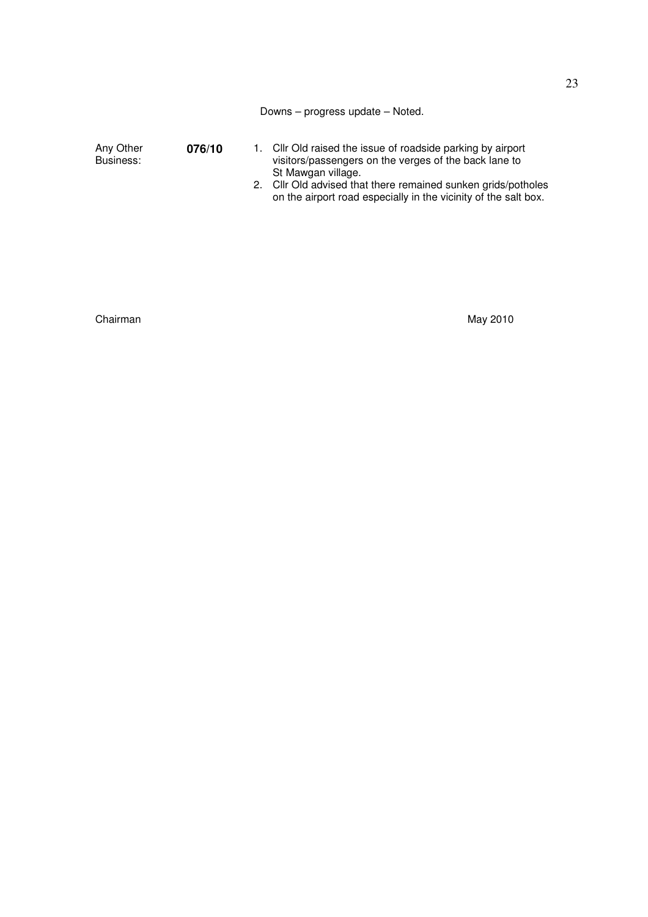Downs – progress update – Noted.

| | | |
|---|---|---|
| Any Other Business: | **076/10** | 1. Cllr Old raised the issue of roadside parking by airport visitors/passengers on the verges of the back lane to St Mawgan village.<br>2. Cllr Old advised that there remained sunken grids/potholes on the airport road especially in the vicinity of the salt box. |

Chairman May 2010